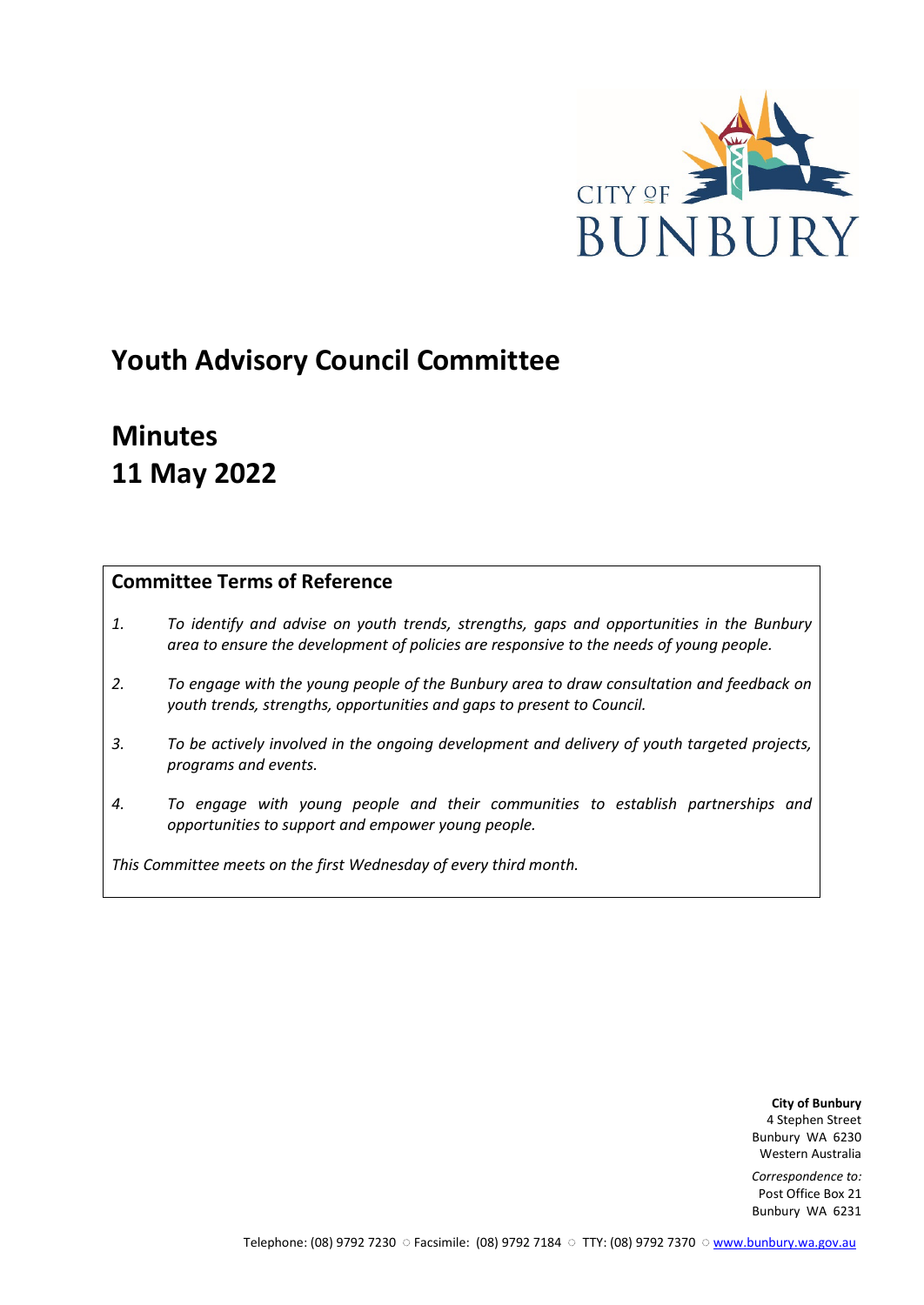CITY OF BUNBURY

# Youth Advisory Council Committee

# Minutes
# 11 May 2022

## Committee Terms of Reference

1. *To identify and advise on youth trends, strengths, gaps and opportunities in the Bunbury area to ensure the development of policies are responsive to the needs of young people.*
2. *To engage with the young people of the Bunbury area to draw consultation and feedback on youth trends, strengths, opportunities and gaps to present to Council.*
3. *To be actively involved in the ongoing development and delivery of youth targeted projects, programs and events.*
4. *To engage with young people and their communities to establish partnerships and opportunities to support and empower young people.*

*This Committee meets on the first Wednesday of every third month.*

**City of Bunbury**
4 Stephen Street
Bunbury WA 6230
Western Australia

*Correspondence to:*
Post Office Box 21
Bunbury WA 6231

Telephone: (08) 9792 7230 ○ Facsimile: (08) 9792 7184 ○ TTY: (08) 9792 7370 ○ www.bunbury.wa.gov.au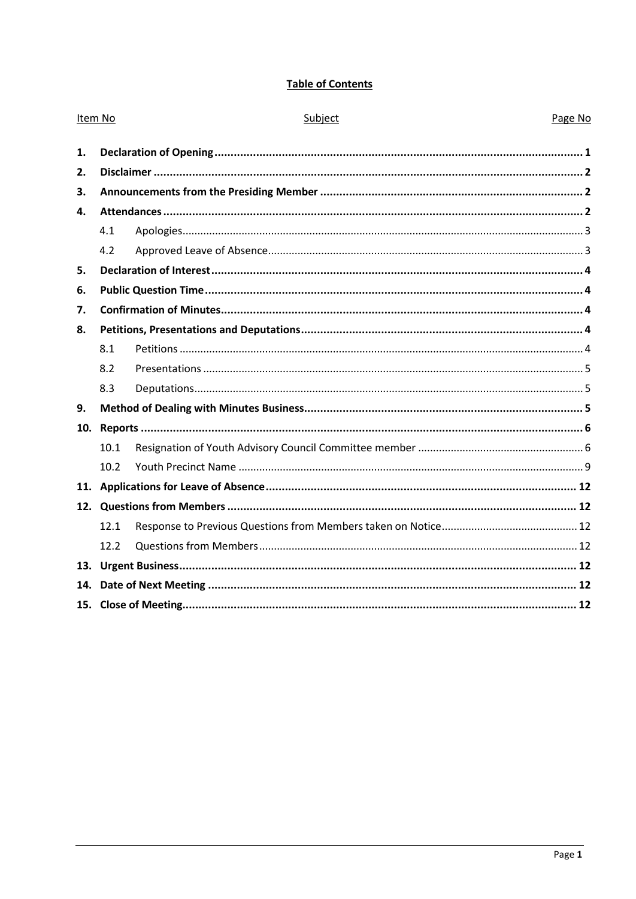**Table of Contents**

| Item No | | Subject | Page No |
|---|---|---|---|
| **1.** | **Declaration of Opening** | | **1** |
| **2.** | **Disclaimer** | | **2** |
| **3.** | **Announcements from the Presiding Member** | | **2** |
| **4.** | **Attendances** | | **2** |
| | 4.1 | Apologies | 3 |
| | 4.2 | Approved Leave of Absence | 3 |
| **5.** | **Declaration of Interest** | | **4** |
| **6.** | **Public Question Time** | | **4** |
| **7.** | **Confirmation of Minutes** | | **4** |
| **8.** | **Petitions, Presentations and Deputations** | | **4** |
| | 8.1 | Petitions | 4 |
| | 8.2 | Presentations | 5 |
| | 8.3 | Deputations | 5 |
| **9.** | **Method of Dealing with Minutes Business** | | **5** |
| **10.** | **Reports** | | **6** |
| | 10.1 | Resignation of Youth Advisory Council Committee member | 6 |
| | 10.2 | Youth Precinct Name | 9 |
| **11.** | **Applications for Leave of Absence** | | **12** |
| **12.** | **Questions from Members** | | **12** |
| | 12.1 | Response to Previous Questions from Members taken on Notice | 12 |
| | 12.2 | Questions from Members | 12 |
| **13.** | **Urgent Business** | | **12** |
| **14.** | **Date of Next Meeting** | | **12** |
| **15.** | **Close of Meeting** | | **12** |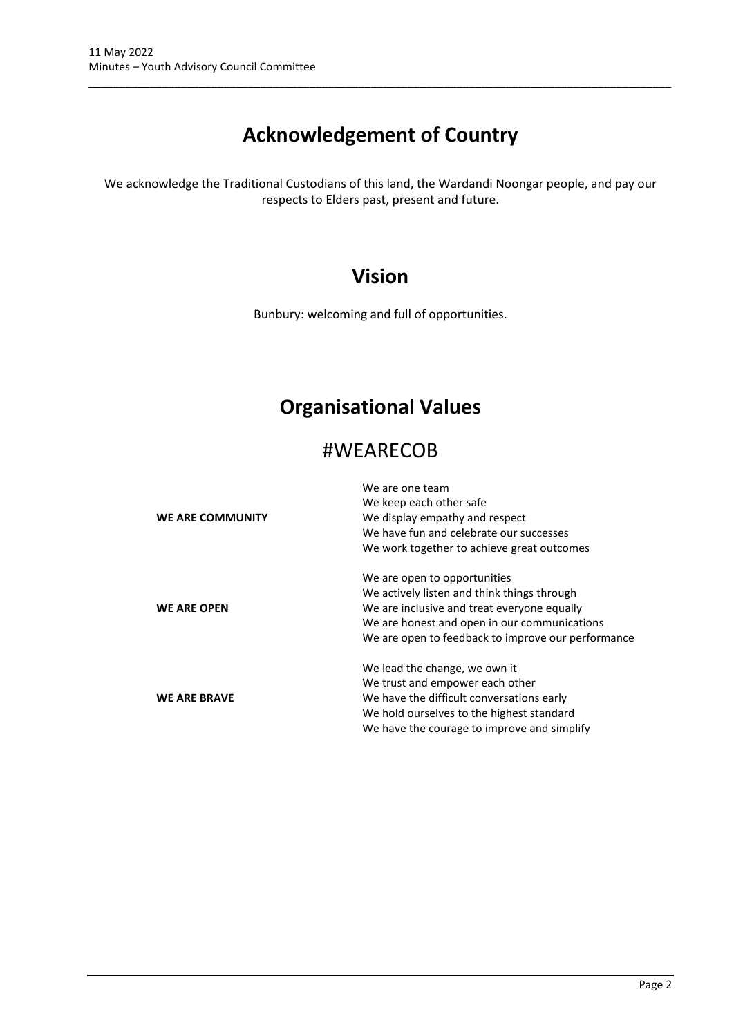# Acknowledgement of Country

We acknowledge the Traditional Custodians of this land, the Wardandi Noongar people, and pay our respects to Elders past, present and future.

# Vision

Bunbury: welcoming and full of opportunities.

# Organisational Values

## #WEARECOB

| | |
|---|---|
| **WE ARE COMMUNITY** | We are one team<br>We keep each other safe<br>We display empathy and respect<br>We have fun and celebrate our successes<br>We work together to achieve great outcomes |
| **WE ARE OPEN** | We are open to opportunities<br>We actively listen and think things through<br>We are inclusive and treat everyone equally<br>We are honest and open in our communications<br>We are open to feedback to improve our performance |
| **WE ARE BRAVE** | We lead the change, we own it<br>We trust and empower each other<br>We have the difficult conversations early<br>We hold ourselves to the highest standard<br>We have the courage to improve and simplify |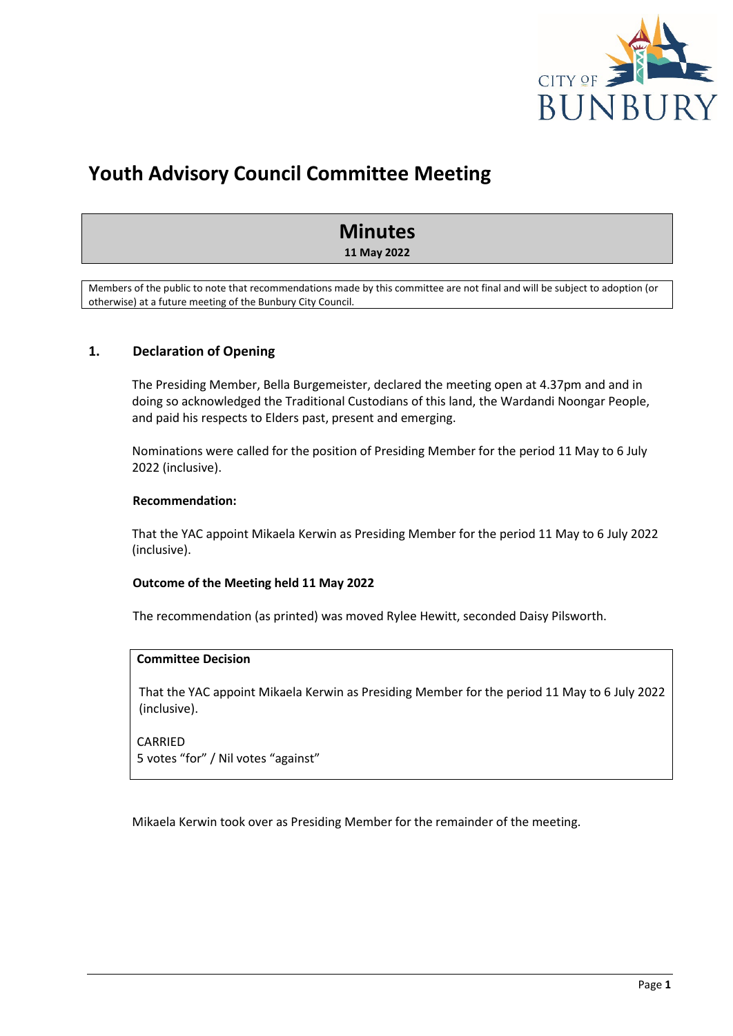# Youth Advisory Council Committee Meeting

## Minutes

**11 May 2022**

Members of the public to note that recommendations made by this committee are not final and will be subject to adoption (or otherwise) at a future meeting of the Bunbury City Council.

## 1. Declaration of Opening

The Presiding Member, Bella Burgemeister, declared the meeting open at 4.37pm and and in doing so acknowledged the Traditional Custodians of this land, the Wardandi Noongar People, and paid his respects to Elders past, present and emerging.

Nominations were called for the position of Presiding Member for the period 11 May to 6 July 2022 (inclusive).

**Recommendation:**

That the YAC appoint Mikaela Kerwin as Presiding Member for the period 11 May to 6 July 2022 (inclusive).

**Outcome of the Meeting held 11 May 2022**

The recommendation (as printed) was moved Rylee Hewitt, seconded Daisy Pilsworth.

**Committee Decision**

That the YAC appoint Mikaela Kerwin as Presiding Member for the period 11 May to 6 July 2022 (inclusive).

CARRIED
5 votes "for" / Nil votes "against"

Mikaela Kerwin took over as Presiding Member for the remainder of the meeting.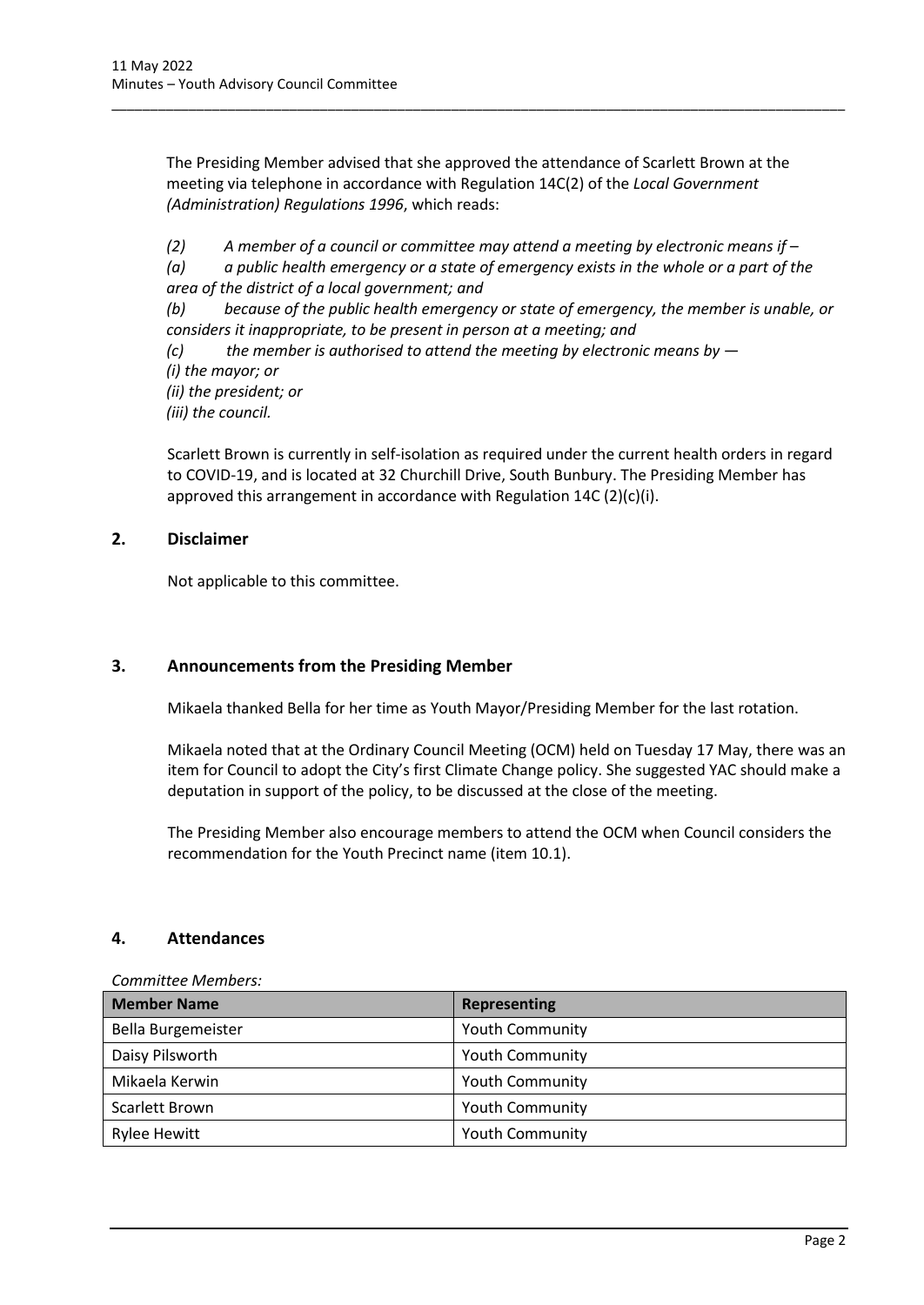The Presiding Member advised that she approved the attendance of Scarlett Brown at the meeting via telephone in accordance with Regulation 14C(2) of the *Local Government (Administration) Regulations 1996*, which reads:

*(2) A member of a council or committee may attend a meeting by electronic means if –*
*(a) a public health emergency or a state of emergency exists in the whole or a part of the area of the district of a local government; and*
*(b) because of the public health emergency or state of emergency, the member is unable, or considers it inappropriate, to be present in person at a meeting; and*
*(c) the member is authorised to attend the meeting by electronic means by —*
*(i) the mayor; or*
*(ii) the president; or*
*(iii) the council.*

Scarlett Brown is currently in self-isolation as required under the current health orders in regard to COVID-19, and is located at 32 Churchill Drive, South Bunbury. The Presiding Member has approved this arrangement in accordance with Regulation 14C (2)(c)(i).

## 2. Disclaimer

Not applicable to this committee.

## 3. Announcements from the Presiding Member

Mikaela thanked Bella for her time as Youth Mayor/Presiding Member for the last rotation.

Mikaela noted that at the Ordinary Council Meeting (OCM) held on Tuesday 17 May, there was an item for Council to adopt the City's first Climate Change policy. She suggested YAC should make a deputation in support of the policy, to be discussed at the close of the meeting.

The Presiding Member also encourage members to attend the OCM when Council considers the recommendation for the Youth Precinct name (item 10.1).

## 4. Attendances

*Committee Members:*

| Member Name | Representing |
|---|---|
| Bella Burgemeister | Youth Community |
| Daisy Pilsworth | Youth Community |
| Mikaela Kerwin | Youth Community |
| Scarlett Brown | Youth Community |
| Rylee Hewitt | Youth Community |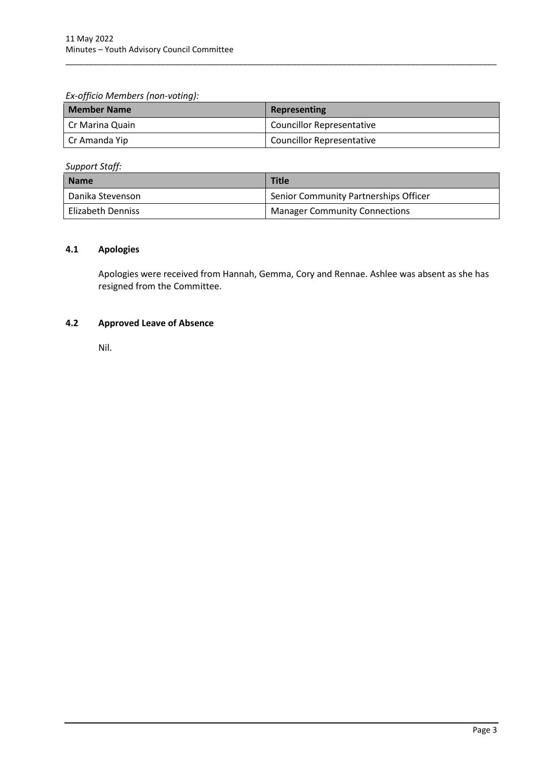*Ex-officio Members (non-voting):*

| Member Name | Representing |
|---|---|
| Cr Marina Quain | Councillor Representative |
| Cr Amanda Yip | Councillor Representative |

*Support Staff:*

| Name | Title |
|---|---|
| Danika Stevenson | Senior Community Partnerships Officer |
| Elizabeth Denniss | Manager Community Connections |

### 4.1 Apologies

Apologies were received from Hannah, Gemma, Cory and Rennae. Ashlee was absent as she has resigned from the Committee.

### 4.2 Approved Leave of Absence

Nil.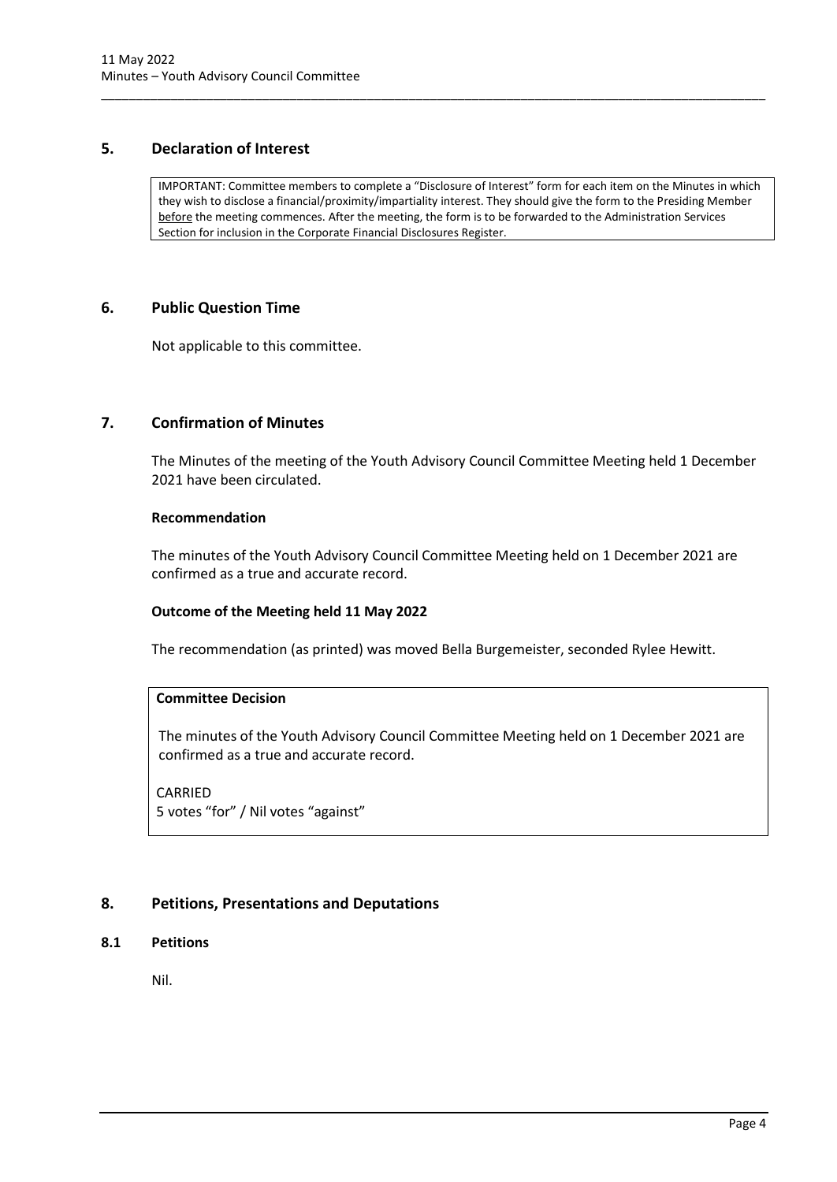## 5. Declaration of Interest

IMPORTANT: Committee members to complete a "Disclosure of Interest" form for each item on the Minutes in which they wish to disclose a financial/proximity/impartiality interest. They should give the form to the Presiding Member before the meeting commences. After the meeting, the form is to be forwarded to the Administration Services Section for inclusion in the Corporate Financial Disclosures Register.

## 6. Public Question Time

Not applicable to this committee.

## 7. Confirmation of Minutes

The Minutes of the meeting of the Youth Advisory Council Committee Meeting held 1 December 2021 have been circulated.

**Recommendation**

The minutes of the Youth Advisory Council Committee Meeting held on 1 December 2021 are confirmed as a true and accurate record.

**Outcome of the Meeting held 11 May 2022**

The recommendation (as printed) was moved Bella Burgemeister, seconded Rylee Hewitt.

**Committee Decision**

The minutes of the Youth Advisory Council Committee Meeting held on 1 December 2021 are confirmed as a true and accurate record.

CARRIED
5 votes "for" / Nil votes "against"

## 8. Petitions, Presentations and Deputations

### 8.1 Petitions

Nil.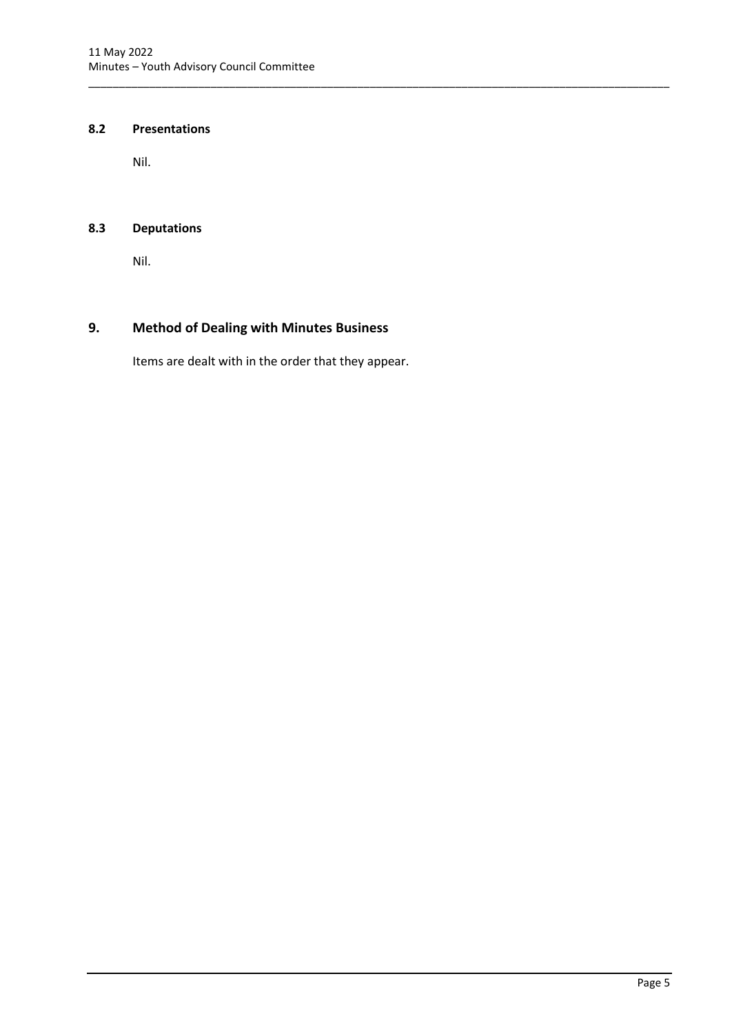### 8.2 Presentations

Nil.

### 8.3 Deputations

Nil.

## 9. Method of Dealing with Minutes Business

Items are dealt with in the order that they appear.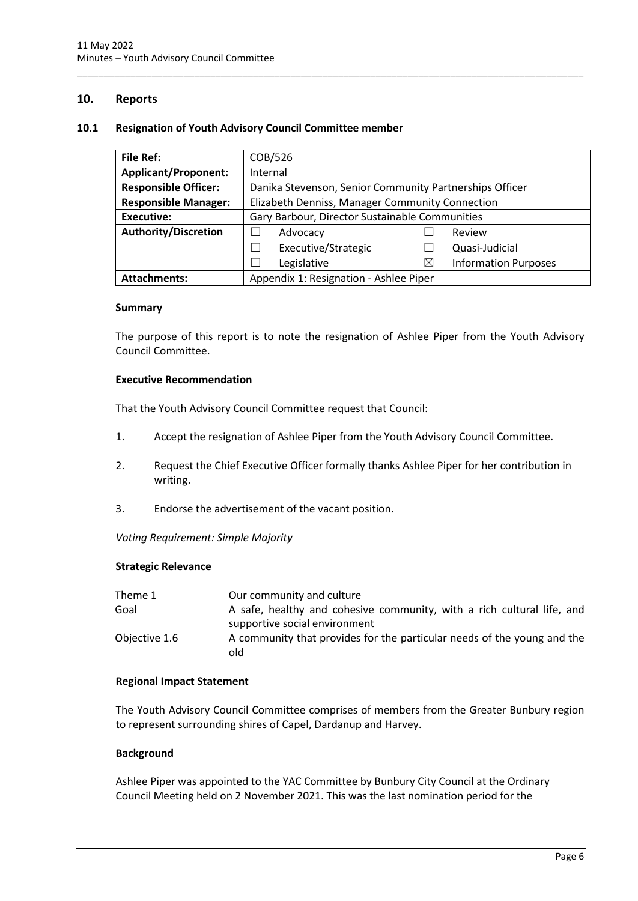## 10. Reports

### 10.1 Resignation of Youth Advisory Council Committee member

| **File Ref:** | COB/526 | | | |
|---|---|---|---|---|
| **Applicant/Proponent:** | Internal | | | |
| **Responsible Officer:** | Danika Stevenson, Senior Community Partnerships Officer | | | |
| **Responsible Manager:** | Elizabeth Denniss, Manager Community Connection | | | |
| **Executive:** | Gary Barbour, Director Sustainable Communities | | | |
| **Authority/Discretion** | ☐ | Advocacy | ☐ | Review |
| | ☐ | Executive/Strategic | ☐ | Quasi-Judicial |
| | ☐ | Legislative | ☒ | Information Purposes |
| **Attachments:** | Appendix 1: Resignation - Ashlee Piper | | | |

**Summary**

The purpose of this report is to note the resignation of Ashlee Piper from the Youth Advisory Council Committee.

**Executive Recommendation**

That the Youth Advisory Council Committee request that Council:

1. Accept the resignation of Ashlee Piper from the Youth Advisory Council Committee.
2. Request the Chief Executive Officer formally thanks Ashlee Piper for her contribution in writing.
3. Endorse the advertisement of the vacant position.

*Voting Requirement: Simple Majority*

**Strategic Relevance**

| | |
|---|---|
| Theme 1 | Our community and culture |
| Goal | A safe, healthy and cohesive community, with a rich cultural life, and supportive social environment |
| Objective 1.6 | A community that provides for the particular needs of the young and the old |

**Regional Impact Statement**

The Youth Advisory Council Committee comprises of members from the Greater Bunbury region to represent surrounding shires of Capel, Dardanup and Harvey.

**Background**

Ashlee Piper was appointed to the YAC Committee by Bunbury City Council at the Ordinary Council Meeting held on 2 November 2021. This was the last nomination period for the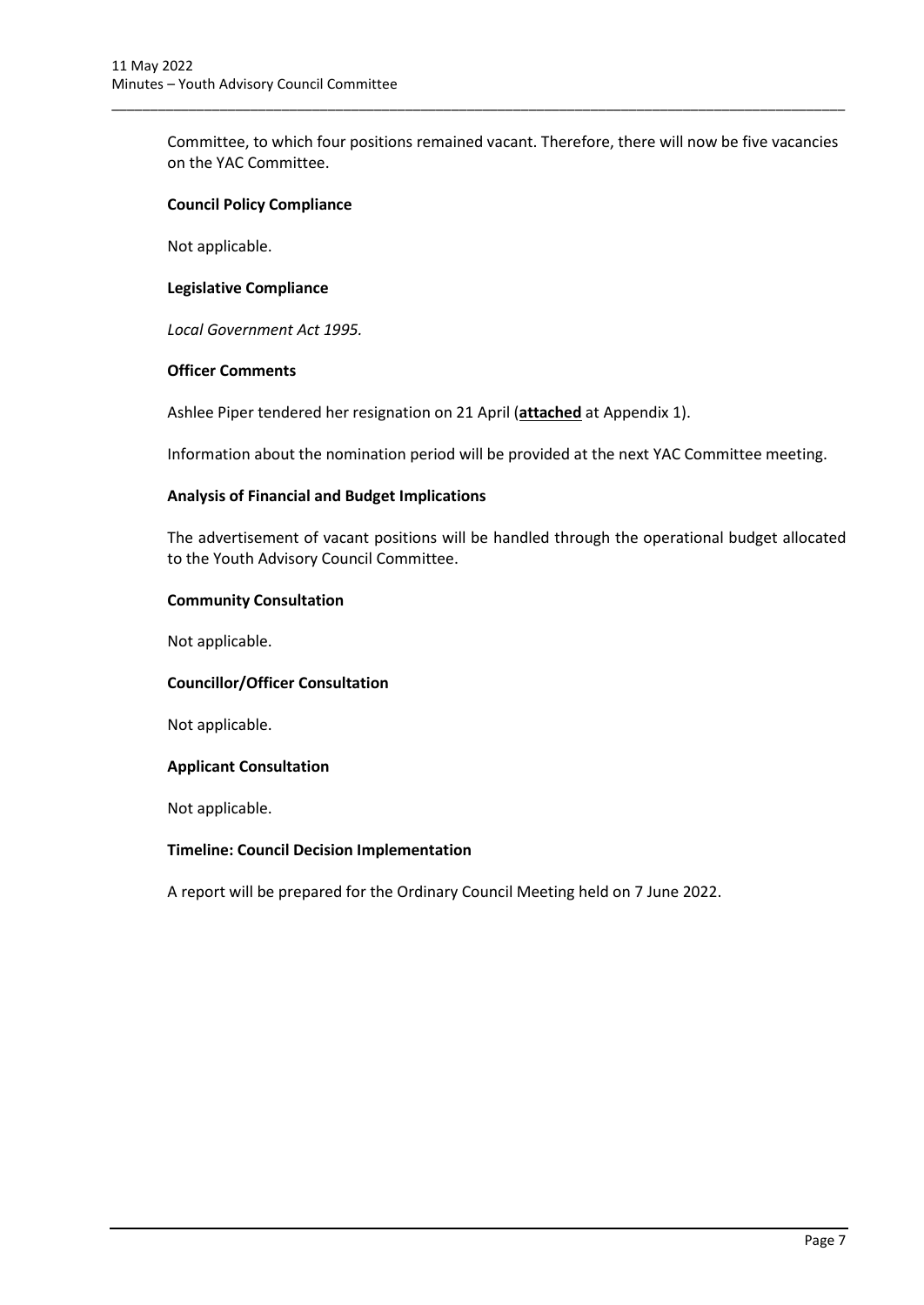Committee, to which four positions remained vacant. Therefore, there will now be five vacancies on the YAC Committee.

**Council Policy Compliance**

Not applicable.

**Legislative Compliance**

*Local Government Act 1995.*

**Officer Comments**

Ashlee Piper tendered her resignation on 21 April (**attached** at Appendix 1).

Information about the nomination period will be provided at the next YAC Committee meeting.

**Analysis of Financial and Budget Implications**

The advertisement of vacant positions will be handled through the operational budget allocated to the Youth Advisory Council Committee.

**Community Consultation**

Not applicable.

**Councillor/Officer Consultation**

Not applicable.

**Applicant Consultation**

Not applicable.

**Timeline: Council Decision Implementation**

A report will be prepared for the Ordinary Council Meeting held on 7 June 2022.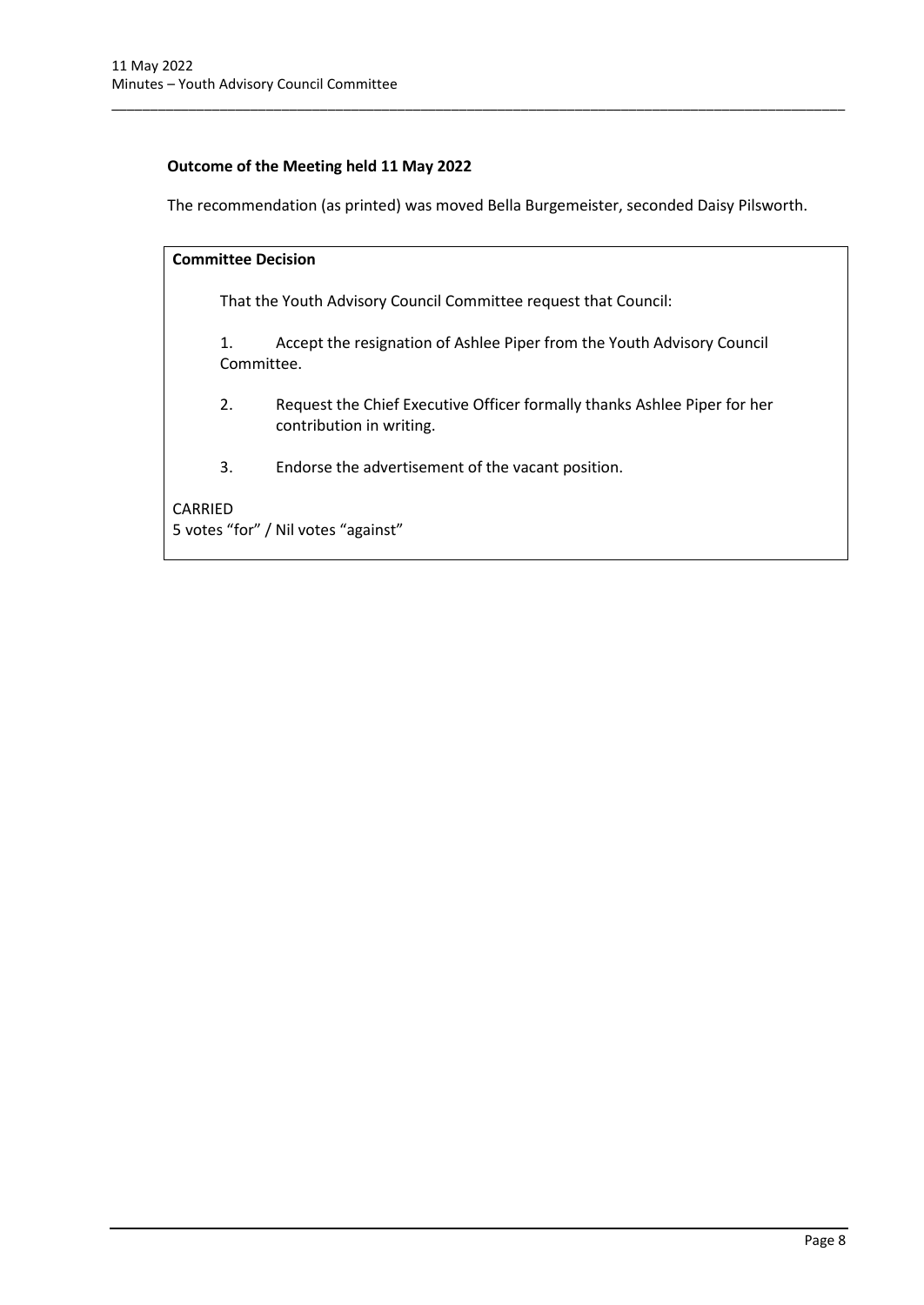**Outcome of the Meeting held 11 May 2022**

The recommendation (as printed) was moved Bella Burgemeister, seconded Daisy Pilsworth.

**Committee Decision**

That the Youth Advisory Council Committee request that Council:

1. Accept the resignation of Ashlee Piper from the Youth Advisory Council Committee.
2. Request the Chief Executive Officer formally thanks Ashlee Piper for her contribution in writing.
3. Endorse the advertisement of the vacant position.

CARRIED
5 votes "for" / Nil votes "against"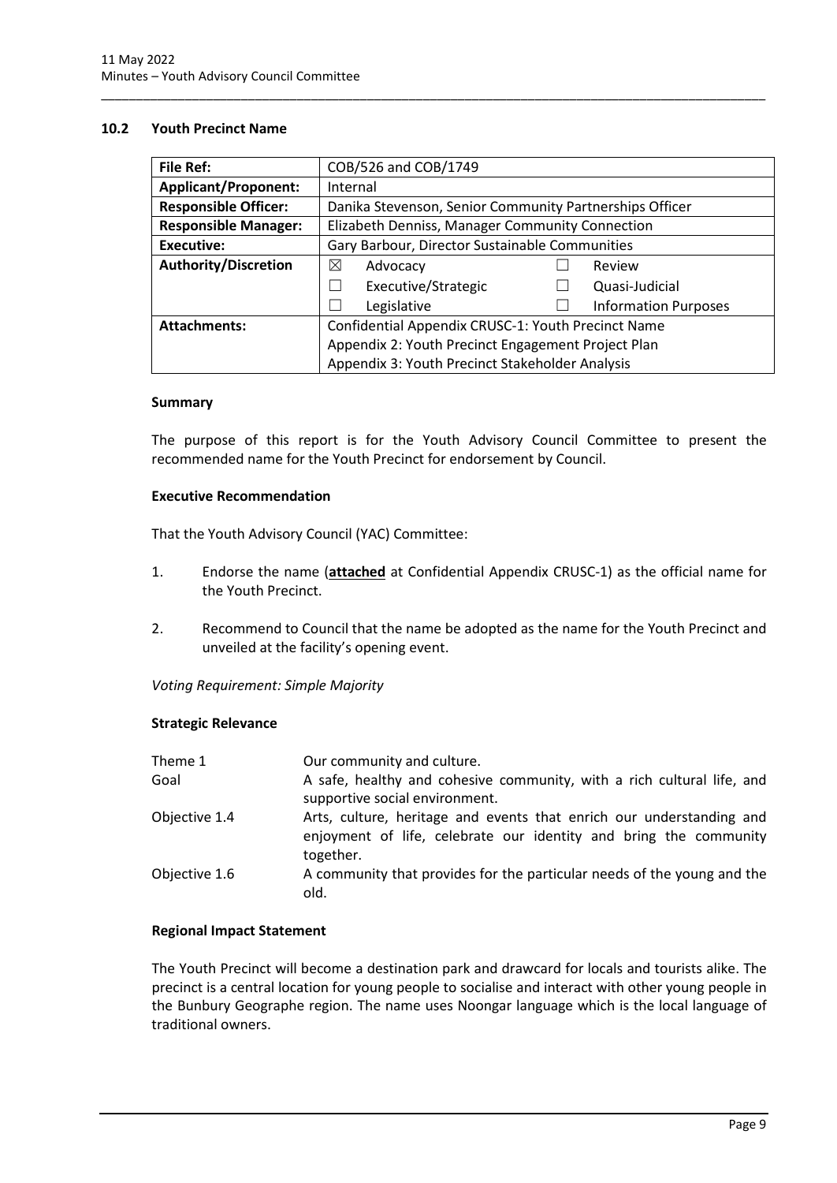## 10.2 Youth Precinct Name

| | |
|---|---|
| **File Ref:** | COB/526 and COB/1749 |
| **Applicant/Proponent:** | Internal |
| **Responsible Officer:** | Danika Stevenson, Senior Community Partnerships Officer |
| **Responsible Manager:** | Elizabeth Denniss, Manager Community Connection |
| **Executive:** | Gary Barbour, Director Sustainable Communities |
| **Authority/Discretion** | ☒ Advocacy ☐ Review<br>☐ Executive/Strategic ☐ Quasi-Judicial<br>☐ Legislative ☐ Information Purposes |
| **Attachments:** | Confidential Appendix CRUSC-1: Youth Precinct Name<br>Appendix 2: Youth Precinct Engagement Project Plan<br>Appendix 3: Youth Precinct Stakeholder Analysis |

### Summary

The purpose of this report is for the Youth Advisory Council Committee to present the recommended name for the Youth Precinct for endorsement by Council.

### Executive Recommendation

That the Youth Advisory Council (YAC) Committee:

1. Endorse the name (**attached** at Confidential Appendix CRUSC-1) as the official name for the Youth Precinct.

2. Recommend to Council that the name be adopted as the name for the Youth Precinct and unveiled at the facility's opening event.

*Voting Requirement: Simple Majority*

### Strategic Relevance

| | |
|---|---|
| Theme 1 | Our community and culture. |
| Goal | A safe, healthy and cohesive community, with a rich cultural life, and supportive social environment. |
| Objective 1.4 | Arts, culture, heritage and events that enrich our understanding and enjoyment of life, celebrate our identity and bring the community together. |
| Objective 1.6 | A community that provides for the particular needs of the young and the old. |

### Regional Impact Statement

The Youth Precinct will become a destination park and drawcard for locals and tourists alike. The precinct is a central location for young people to socialise and interact with other young people in the Bunbury Geographe region. The name uses Noongar language which is the local language of traditional owners.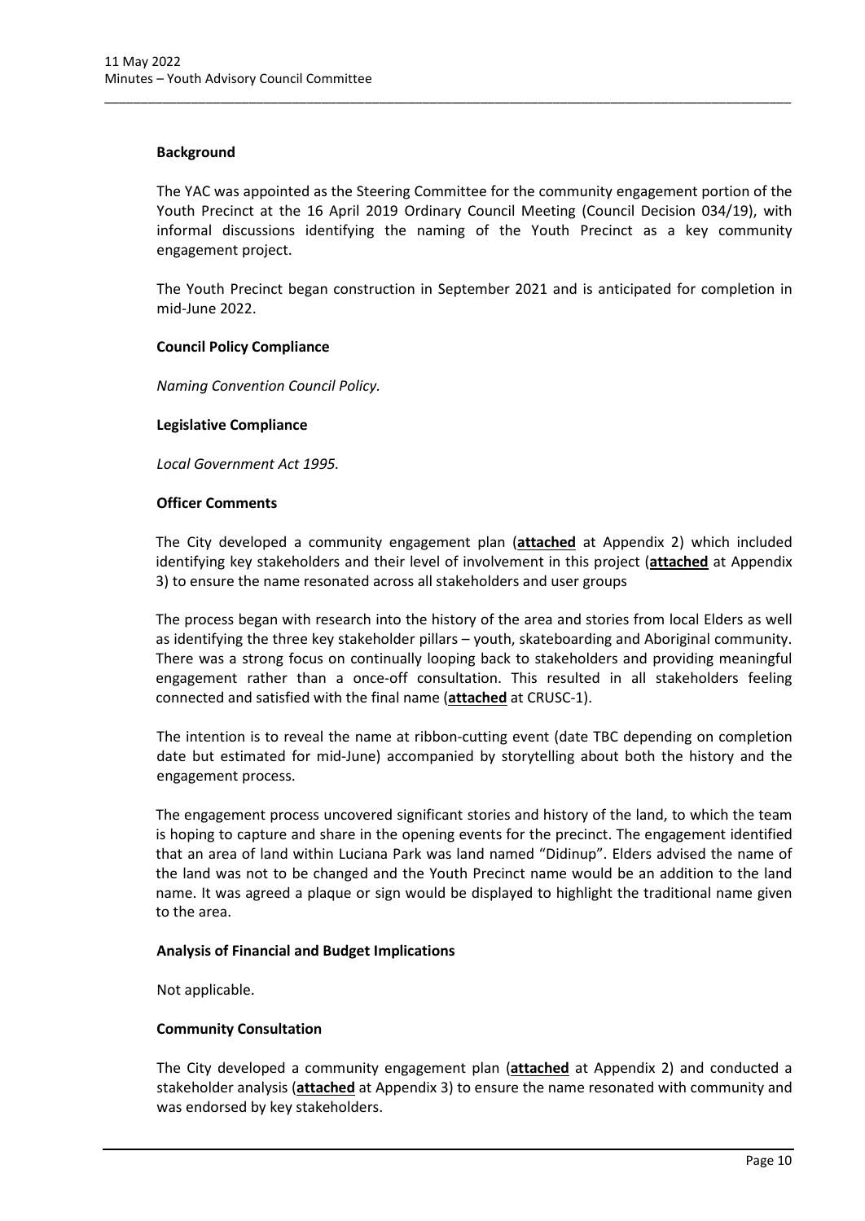**Background**

The YAC was appointed as the Steering Committee for the community engagement portion of the Youth Precinct at the 16 April 2019 Ordinary Council Meeting (Council Decision 034/19), with informal discussions identifying the naming of the Youth Precinct as a key community engagement project.

The Youth Precinct began construction in September 2021 and is anticipated for completion in mid-June 2022.

**Council Policy Compliance**

*Naming Convention Council Policy.*

**Legislative Compliance**

*Local Government Act 1995.*

**Officer Comments**

The City developed a community engagement plan (**attached** at Appendix 2) which included identifying key stakeholders and their level of involvement in this project (**attached** at Appendix 3) to ensure the name resonated across all stakeholders and user groups

The process began with research into the history of the area and stories from local Elders as well as identifying the three key stakeholder pillars – youth, skateboarding and Aboriginal community. There was a strong focus on continually looping back to stakeholders and providing meaningful engagement rather than a once-off consultation. This resulted in all stakeholders feeling connected and satisfied with the final name (**attached** at CRUSC-1).

The intention is to reveal the name at ribbon-cutting event (date TBC depending on completion date but estimated for mid-June) accompanied by storytelling about both the history and the engagement process.

The engagement process uncovered significant stories and history of the land, to which the team is hoping to capture and share in the opening events for the precinct. The engagement identified that an area of land within Luciana Park was land named "Didinup". Elders advised the name of the land was not to be changed and the Youth Precinct name would be an addition to the land name. It was agreed a plaque or sign would be displayed to highlight the traditional name given to the area.

**Analysis of Financial and Budget Implications**

Not applicable.

**Community Consultation**

The City developed a community engagement plan (**attached** at Appendix 2) and conducted a stakeholder analysis (**attached** at Appendix 3) to ensure the name resonated with community and was endorsed by key stakeholders.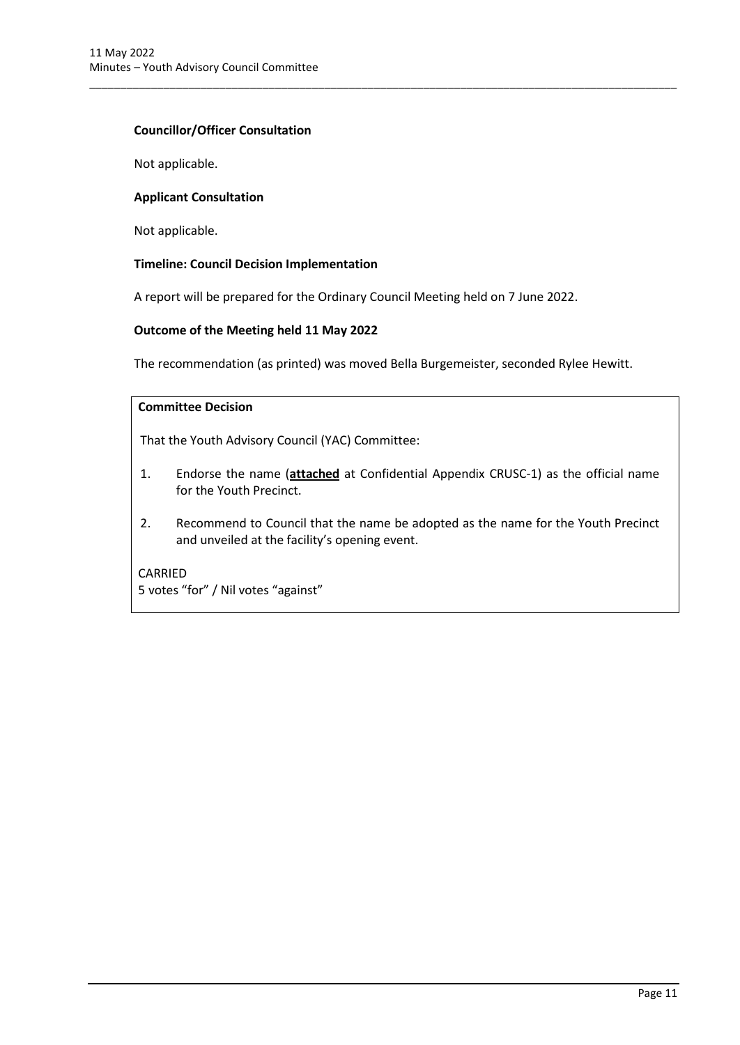**Councillor/Officer Consultation**

Not applicable.

**Applicant Consultation**

Not applicable.

**Timeline: Council Decision Implementation**

A report will be prepared for the Ordinary Council Meeting held on 7 June 2022.

**Outcome of the Meeting held 11 May 2022**

The recommendation (as printed) was moved Bella Burgemeister, seconded Rylee Hewitt.

**Committee Decision**

That the Youth Advisory Council (YAC) Committee:

1. Endorse the name (**attached** at Confidential Appendix CRUSC-1) as the official name for the Youth Precinct.
2. Recommend to Council that the name be adopted as the name for the Youth Precinct and unveiled at the facility's opening event.

CARRIED
5 votes "for" / Nil votes "against"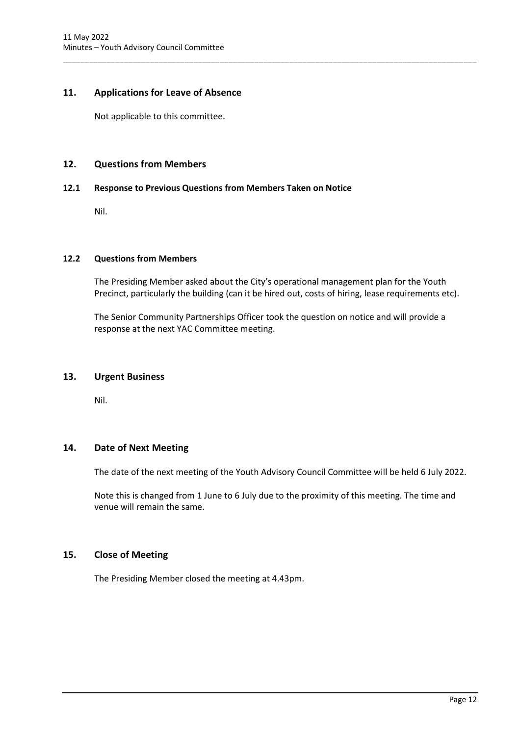## 11. Applications for Leave of Absence

Not applicable to this committee.

## 12. Questions from Members

### 12.1 Response to Previous Questions from Members Taken on Notice

Nil.

### 12.2 Questions from Members

The Presiding Member asked about the City's operational management plan for the Youth Precinct, particularly the building (can it be hired out, costs of hiring, lease requirements etc).

The Senior Community Partnerships Officer took the question on notice and will provide a response at the next YAC Committee meeting.

## 13. Urgent Business

Nil.

## 14. Date of Next Meeting

The date of the next meeting of the Youth Advisory Council Committee will be held 6 July 2022.

Note this is changed from 1 June to 6 July due to the proximity of this meeting. The time and venue will remain the same.

## 15. Close of Meeting

The Presiding Member closed the meeting at 4.43pm.